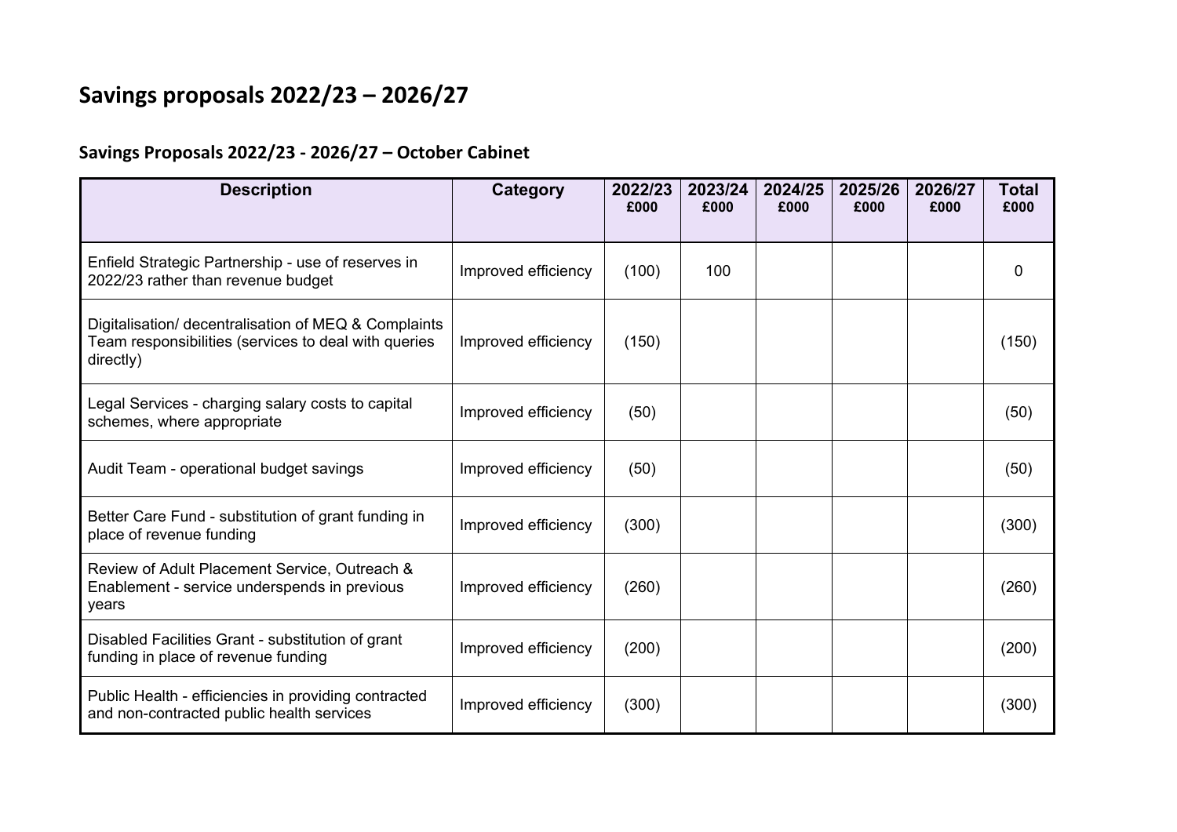# Savings proposals 2022/23 – 2026/27

## Savings Proposals 2022/23 - 2026/27 – October Cabinet

| Description | Category | 2022/23 £000 | 2023/24 £000 | 2024/25 £000 | 2025/26 £000 | 2026/27 £000 | Total £000 |
|---|---|---|---|---|---|---|---|
| Enfield Strategic Partnership - use of reserves in 2022/23 rather than revenue budget | Improved efficiency | (100) | 100 | | | | 0 |
| Digitalisation/ decentralisation of MEQ & Complaints Team responsibilities (services to deal with queries directly) | Improved efficiency | (150) | | | | | (150) |
| Legal Services - charging salary costs to capital schemes, where appropriate | Improved efficiency | (50) | | | | | (50) |
| Audit Team - operational budget savings | Improved efficiency | (50) | | | | | (50) |
| Better Care Fund - substitution of grant funding in place of revenue funding | Improved efficiency | (300) | | | | | (300) |
| Review of Adult Placement Service, Outreach & Enablement - service underspends in previous years | Improved efficiency | (260) | | | | | (260) |
| Disabled Facilities Grant - substitution of grant funding in place of revenue funding | Improved efficiency | (200) | | | | | (200) |
| Public Health - efficiencies in providing contracted and non-contracted public health services | Improved efficiency | (300) | | | | | (300) |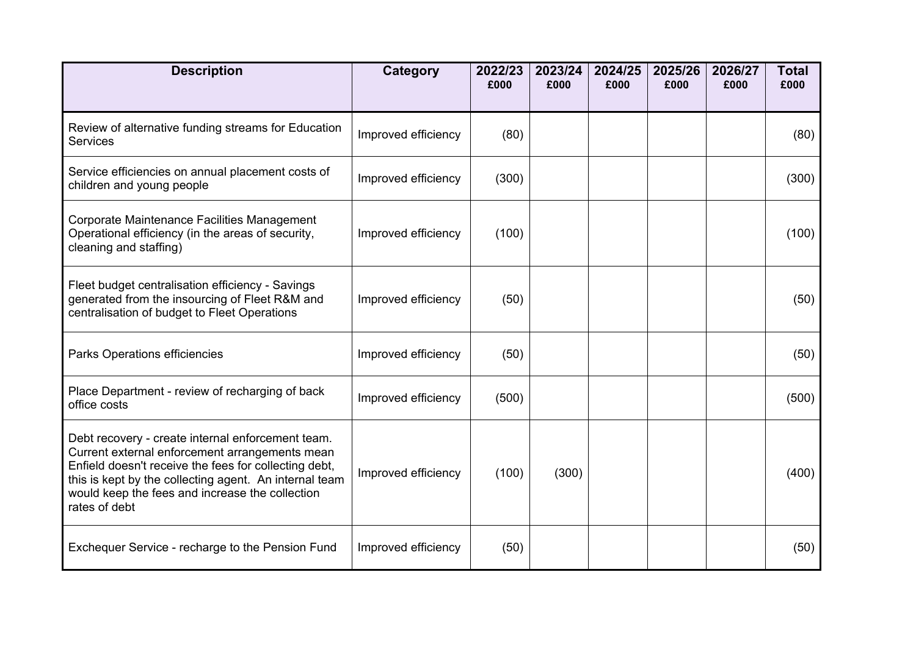| Description | Category | 2022/23 £000 | 2023/24 £000 | 2024/25 £000 | 2025/26 £000 | 2026/27 £000 | Total £000 |
|---|---|---|---|---|---|---|---|
| Review of alternative funding streams for Education Services | Improved efficiency | (80) | | | | | (80) |
| Service efficiencies on annual placement costs of children and young people | Improved efficiency | (300) | | | | | (300) |
| Corporate Maintenance Facilities Management Operational efficiency (in the areas of security, cleaning and staffing) | Improved efficiency | (100) | | | | | (100) |
| Fleet budget centralisation efficiency - Savings generated from the insourcing of Fleet R&M and centralisation of budget to Fleet Operations | Improved efficiency | (50) | | | | | (50) |
| Parks Operations efficiencies | Improved efficiency | (50) | | | | | (50) |
| Place Department - review of recharging of back office costs | Improved efficiency | (500) | | | | | (500) |
| Debt recovery - create internal enforcement team. Current external enforcement arrangements mean Enfield doesn't receive the fees for collecting debt, this is kept by the collecting agent. An internal team would keep the fees and increase the collection rates of debt | Improved efficiency | (100) | (300) | | | | (400) |
| Exchequer Service - recharge to the Pension Fund | Improved efficiency | (50) | | | | | (50) |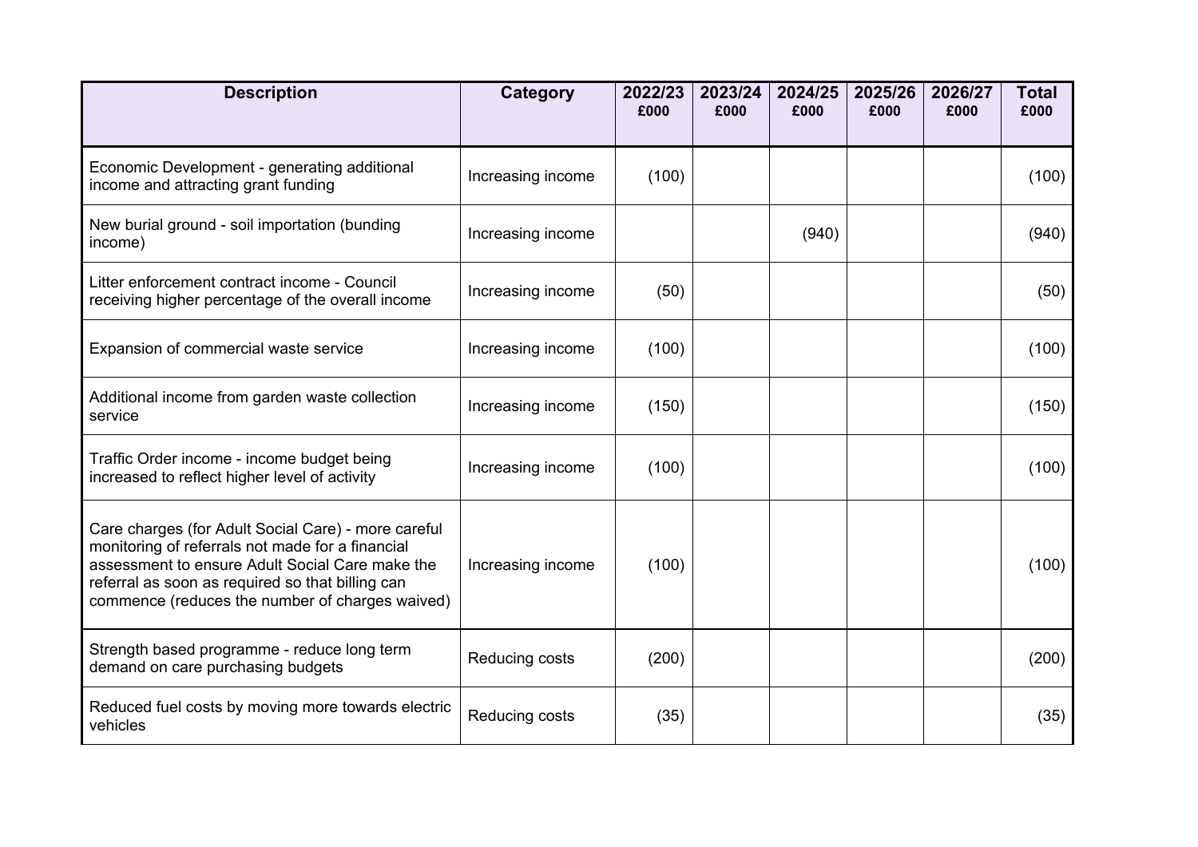| Description | Category | 2022/23 £000 | 2023/24 £000 | 2024/25 £000 | 2025/26 £000 | 2026/27 £000 | Total £000 |
|---|---|---|---|---|---|---|---|
| Economic Development - generating additional income and attracting grant funding | Increasing income | (100) | | | | | (100) |
| New burial ground - soil importation (bunding income) | Increasing income | | | (940) | | | (940) |
| Litter enforcement contract income - Council receiving higher percentage of the overall income | Increasing income | (50) | | | | | (50) |
| Expansion of commercial waste service | Increasing income | (100) | | | | | (100) |
| Additional income from garden waste collection service | Increasing income | (150) | | | | | (150) |
| Traffic Order income - income budget being increased to reflect higher level of activity | Increasing income | (100) | | | | | (100) |
| Care charges (for Adult Social Care) - more careful monitoring of referrals not made for a financial assessment to ensure Adult Social Care make the referral as soon as required so that billing can commence (reduces the number of charges waived) | Increasing income | (100) | | | | | (100) |
| Strength based programme - reduce long term demand on care purchasing budgets | Reducing costs | (200) | | | | | (200) |
| Reduced fuel costs by moving more towards electric vehicles | Reducing costs | (35) | | | | | (35) |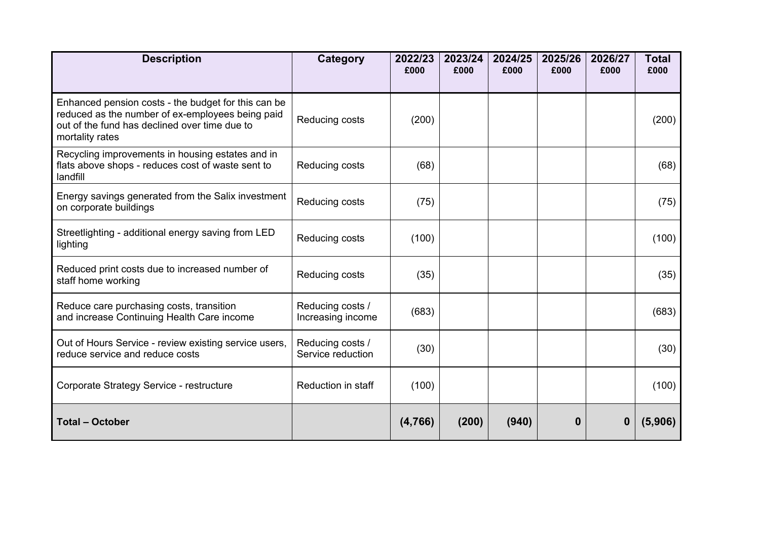| Description | Category | 2022/23 £000 | 2023/24 £000 | 2024/25 £000 | 2025/26 £000 | 2026/27 £000 | Total £000 |
|---|---|---|---|---|---|---|---|
| Enhanced pension costs - the budget for this can be reduced as the number of ex-employees being paid out of the fund has declined over time due to mortality rates | Reducing costs | (200) | | | | | (200) |
| Recycling improvements in housing estates and in flats above shops - reduces cost of waste sent to landfill | Reducing costs | (68) | | | | | (68) |
| Energy savings generated from the Salix investment on corporate buildings | Reducing costs | (75) | | | | | (75) |
| Streetlighting - additional energy saving from LED lighting | Reducing costs | (100) | | | | | (100) |
| Reduced print costs due to increased number of staff home working | Reducing costs | (35) | | | | | (35) |
| Reduce care purchasing costs, transition and increase Continuing Health Care income | Reducing costs / Increasing income | (683) | | | | | (683) |
| Out of Hours Service - review existing service users, reduce service and reduce costs | Reducing costs / Service reduction | (30) | | | | | (30) |
| Corporate Strategy Service - restructure | Reduction in staff | (100) | | | | | (100) |
| **Total – October** | | **(4,766)** | **(200)** | **(940)** | **0** | **0** | **(5,906)** |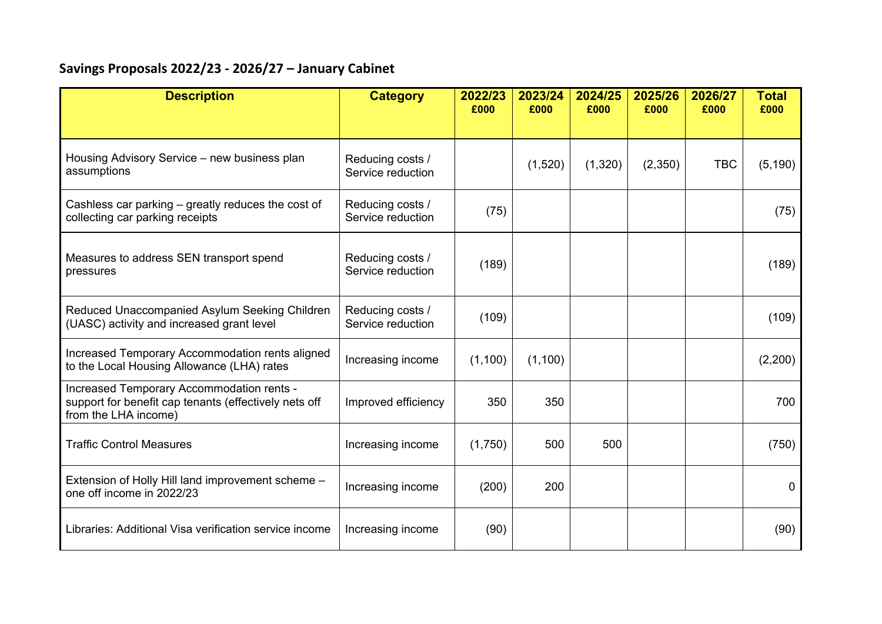## Savings Proposals 2022/23 - 2026/27 – January Cabinet

| Description | Category | 2022/23 £000 | 2023/24 £000 | 2024/25 £000 | 2025/26 £000 | 2026/27 £000 | Total £000 |
|---|---|---|---|---|---|---|---|
| Housing Advisory Service – new business plan assumptions | Reducing costs / Service reduction | | (1,520) | (1,320) | (2,350) | TBC | (5,190) |
| Cashless car parking – greatly reduces the cost of collecting car parking receipts | Reducing costs / Service reduction | (75) | | | | | (75) |
| Measures to address SEN transport spend pressures | Reducing costs / Service reduction | (189) | | | | | (189) |
| Reduced Unaccompanied Asylum Seeking Children (UASC) activity and increased grant level | Reducing costs / Service reduction | (109) | | | | | (109) |
| Increased Temporary Accommodation rents aligned to the Local Housing Allowance (LHA) rates | Increasing income | (1,100) | (1,100) | | | | (2,200) |
| Increased Temporary Accommodation rents - support for benefit cap tenants (effectively nets off from the LHA income) | Improved efficiency | 350 | 350 | | | | 700 |
| Traffic Control Measures | Increasing income | (1,750) | 500 | 500 | | | (750) |
| Extension of Holly Hill land improvement scheme – one off income in 2022/23 | Increasing income | (200) | 200 | | | | 0 |
| Libraries: Additional Visa verification service income | Increasing income | (90) | | | | | (90) |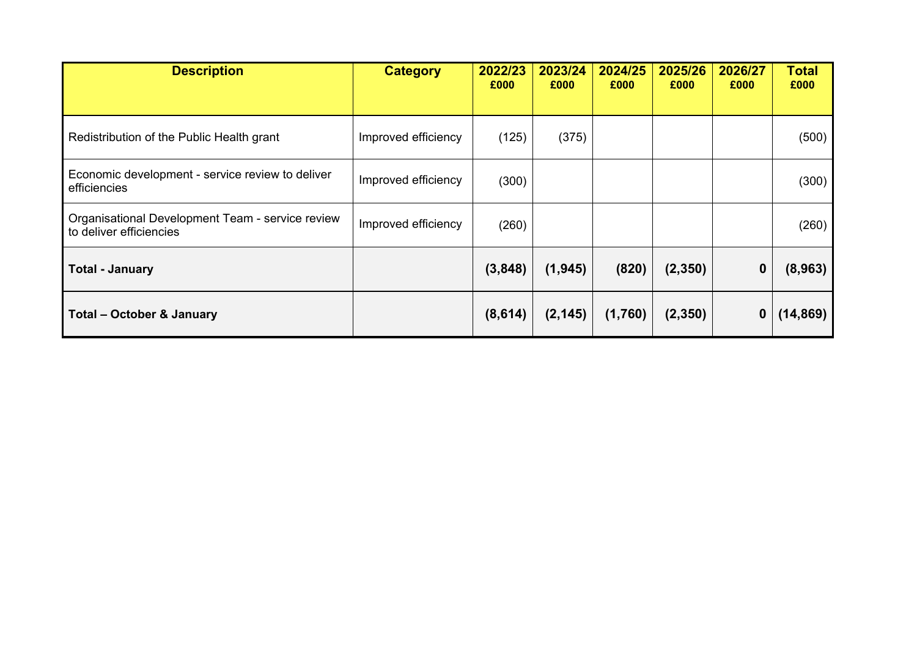| Description | Category | 2022/23 £000 | 2023/24 £000 | 2024/25 £000 | 2025/26 £000 | 2026/27 £000 | Total £000 |
|---|---|---|---|---|---|---|---|
| Redistribution of the Public Health grant | Improved efficiency | (125) | (375) | | | | (500) |
| Economic development - service review to deliver efficiencies | Improved efficiency | (300) | | | | | (300) |
| Organisational Development Team - service review to deliver efficiencies | Improved efficiency | (260) | | | | | (260) |
| **Total - January** | | **(3,848)** | **(1,945)** | **(820)** | **(2,350)** | **0** | **(8,963)** |
| **Total – October & January** | | **(8,614)** | **(2,145)** | **(1,760)** | **(2,350)** | **0** | **(14,869)** |